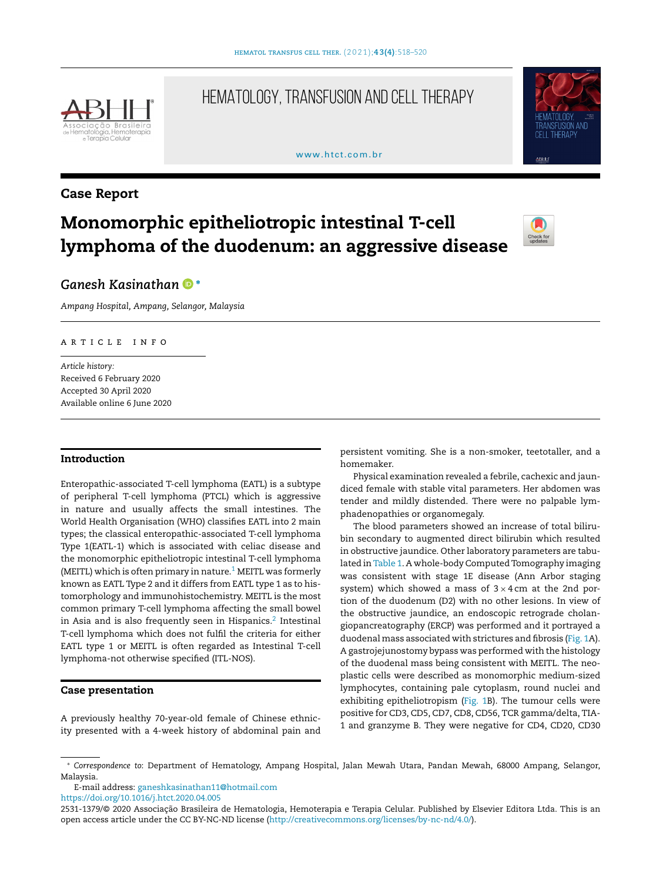# HEMATOLOGY, TRANSFUSION AND CELL THERAPY

www.htct.com.br

## Case Report

# Monomorphic epitheliotropic intestinal T-cell lymphoma of the duodenum: an aggressive disease

*Ganesh Kasinathan* *

*Ampang Hospital, Ampang, Selangor, Malaysia*

A R T I C L E I N F O

*Article history:*
Received 6 February 2020
Accepted 30 April 2020
Available online 6 June 2020

## Introduction

Enteropathic-associated T-cell lymphoma (EATL) is a subtype of peripheral T-cell lymphoma (PTCL) which is aggressive in nature and usually affects the small intestines. The World Health Organisation (WHO) classifies EATL into 2 main types; the classical enteropathic-associated T-cell lymphoma Type 1(EATL-1) which is associated with celiac disease and the monomorphic epitheliotropic intestinal T-cell lymphoma (MEITL) which is often primary in nature.[1] MEITL was formerly known as EATL Type 2 and it differs from EATL type 1 as to histomorphology and immunohistochemistry. MEITL is the most common primary T-cell lymphoma affecting the small bowel in Asia and is also frequently seen in Hispanics.[2] Intestinal T-cell lymphoma which does not fulfil the criteria for either EATL type 1 or MEITL is often regarded as Intestinal T-cell lymphoma-not otherwise specified (ITL-NOS).

## Case presentation

A previously healthy 70-year-old female of Chinese ethnicity presented with a 4-week history of abdominal pain and persistent vomiting. She is a non-smoker, teetotaller, and a homemaker.

Physical examination revealed a febrile, cachexic and jaundiced female with stable vital parameters. Her abdomen was tender and mildly distended. There were no palpable lymphadenopathies or organomegaly.

The blood parameters showed an increase of total bilirubin secondary to augmented direct bilirubin which resulted in obstructive jaundice. Other laboratory parameters are tabulated in Table 1. A whole-body Computed Tomography imaging was consistent with stage 1E disease (Ann Arbor staging system) which showed a mass of $3 \times 4$ cm at the 2nd portion of the duodenum (D2) with no other lesions. In view of the obstructive jaundice, an endoscopic retrograde cholangiopancreatography (ERCP) was performed and it portrayed a duodenal mass associated with strictures and fibrosis (Fig. 1A). A gastrojejunostomy bypass was performed with the histology of the duodenal mass being consistent with MEITL. The neoplastic cells were described as monomorphic medium-sized lymphocytes, containing pale cytoplasm, round nuclei and exhibiting epitheliotropism (Fig. 1B). The tumour cells were positive for CD3, CD5, CD7, CD8, CD56, TCR gamma/delta, TIA-1 and granzyme B. They were negative for CD4, CD20, CD30

* *Correspondence to*: Department of Hematology, Ampang Hospital, Jalan Mewah Utara, Pandan Mewah, 68000 Ampang, Selangor, Malaysia.

E-mail address: ganeshkasinathan11@hotmail.com

https://doi.org/10.1016/j.htct.2020.04.005

2531-1379/© 2020 Associação Brasileira de Hematologia, Hemoterapia e Terapia Celular. Published by Elsevier Editora Ltda. This is an open access article under the CC BY-NC-ND license (http://creativecommons.org/licenses/by-nc-nd/4.0/).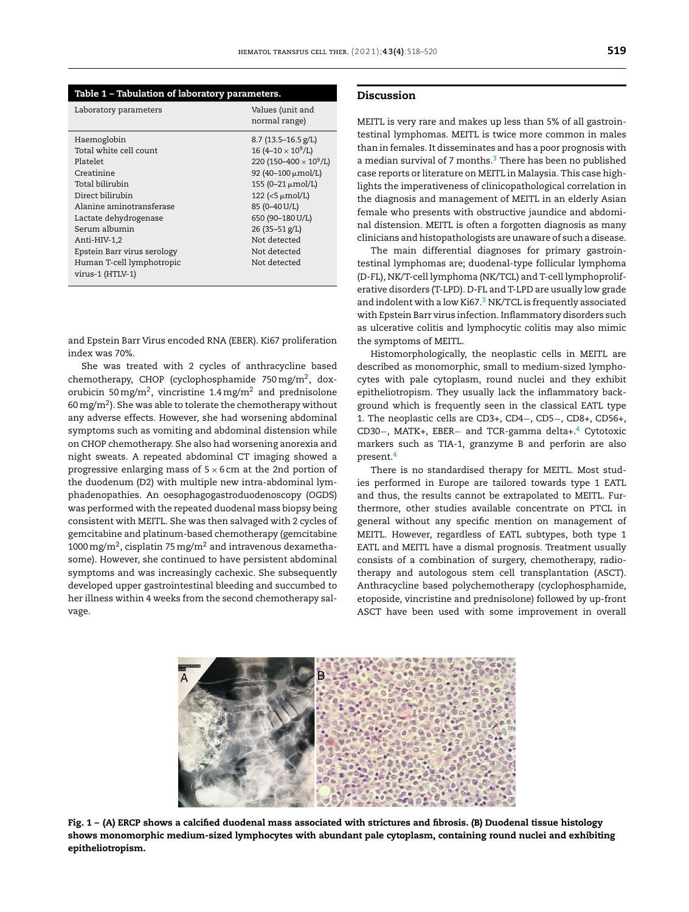**Table 1 – Tabulation of laboratory parameters.**

| Laboratory parameters | Values (unit and normal range) |
|---|---|
| Haemoglobin | 8.7 (13.5–16.5 g/L) |
| Total white cell count | 16 (4–10 × $10^9$/L) |
| Platelet | 220 (150–400 × $10^9$/L) |
| Creatinine | 92 (40–100 μmol/L) |
| Total bilirubin | 155 (0–21 μmol/L) |
| Direct bilirubin | 122 (<5 μmol/L) |
| Alanine aminotransferase | 85 (0–40 U/L) |
| Lactate dehydrogenase | 650 (90–180 U/L) |
| Serum albumin | 26 (35–51 g/L) |
| Anti-HIV-1,2 | Not detected |
| Epstein Barr virus serology | Not detected |
| Human T-cell lymphotropic virus-1 (HTLV-1) | Not detected |

and Epstein Barr Virus encoded RNA (EBER). Ki67 proliferation index was 70%.

She was treated with 2 cycles of anthracycline based chemotherapy, CHOP (cyclophosphamide 750 mg/m$^2$, doxorubicin 50 mg/m$^2$, vincristine 1.4 mg/m$^2$ and prednisolone 60 mg/m$^2$). She was able to tolerate the chemotherapy without any adverse effects. However, she had worsening abdominal symptoms such as vomiting and abdominal distension while on CHOP chemotherapy. She also had worsening anorexia and night sweats. A repeated abdominal CT imaging showed a progressive enlarging mass of 5 × 6 cm at the 2nd portion of the duodenum (D2) with multiple new intra-abdominal lymphadenopathies. An oesophagogastroduodenoscopy (OGDS) was performed with the repeated duodenal mass biopsy being consistent with MEITL. She was then salvaged with 2 cycles of gemcitabine and platinum-based chemotherapy (gemcitabine 1000 mg/m$^2$, cisplatin 75 mg/m$^2$ and intravenous dexamethasome). However, she continued to have persistent abdominal symptoms and was increasingly cachexic. She subsequently developed upper gastrointestinal bleeding and succumbed to her illness within 4 weeks from the second chemotherapy salvage.

## Discussion

MEITL is very rare and makes up less than 5% of all gastrointestinal lymphomas. MEITL is twice more common in males than in females. It disseminates and has a poor prognosis with a median survival of 7 months.[3] There has been no published case reports or literature on MEITL in Malaysia. This case highlights the imperativeness of clinicopathological correlation in the diagnosis and management of MEITL in an elderly Asian female who presents with obstructive jaundice and abdominal distension. MEITL is often a forgotten diagnosis as many clinicians and histopathologists are unaware of such a disease.

The main differential diagnoses for primary gastrointestinal lymphomas are; duodenal-type follicular lymphoma (D-FL), NK/T-cell lymphoma (NK/TCL) and T-cell lymphoproliferative disorders (T-LPD). D-FL and T-LPD are usually low grade and indolent with a low Ki67.[3] NK/TCL is frequently associated with Epstein Barr virus infection. Inflammatory disorders such as ulcerative colitis and lymphocytic colitis may also mimic the symptoms of MEITL.

Histomorphologically, the neoplastic cells in MEITL are described as monomorphic, small to medium-sized lymphocytes with pale cytoplasm, round nuclei and they exhibit epitheliotropism. They usually lack the inflammatory background which is frequently seen in the classical EATL type 1. The neoplastic cells are CD3+, CD4−, CD5−, CD8+, CD56+, CD30−, MATK+, EBER− and TCR-gamma delta+.[4] Cytotoxic markers such as TIA-1, granzyme B and perforin are also present.[4]

There is no standardised therapy for MEITL. Most studies performed in Europe are tailored towards type 1 EATL and thus, the results cannot be extrapolated to MEITL. Furthermore, other studies available concentrate on PTCL in general without any specific mention on management of MEITL. However, regardless of EATL subtypes, both type 1 EATL and MEITL have a dismal prognosis. Treatment usually consists of a combination of surgery, chemotherapy, radiotherapy and autologous stem cell transplantation (ASCT). Anthracycline based polychemotherapy (cyclophosphamide, etoposide, vincristine and prednisolone) followed by up-front ASCT have been used with some improvement in overall

**Fig. 1 – (A) ERCP shows a calcified duodenal mass associated with strictures and fibrosis. (B) Duodenal tissue histology shows monomorphic medium-sized lymphocytes with abundant pale cytoplasm, containing round nuclei and exhibiting epitheliotropism.**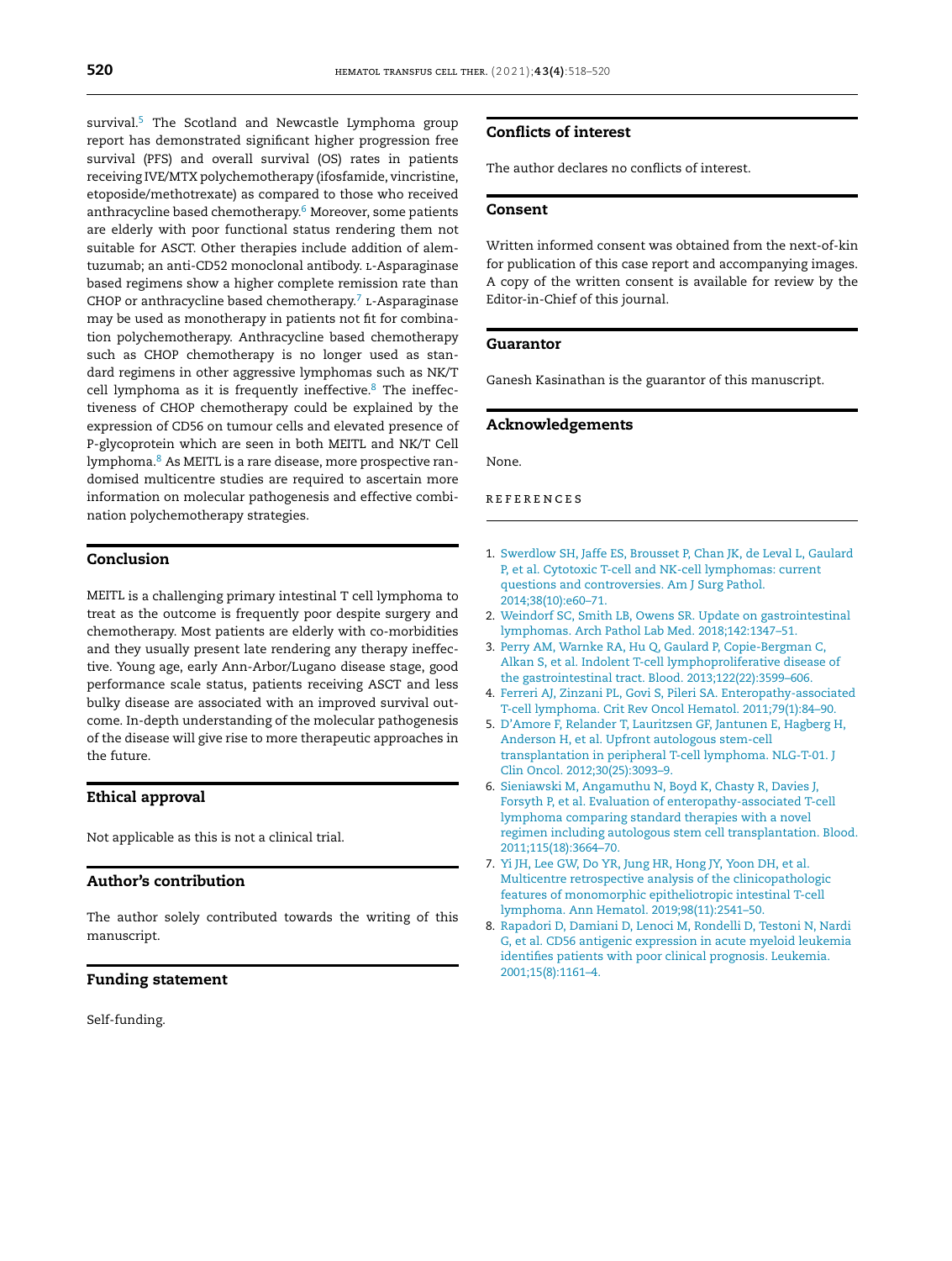survival.[5] The Scotland and Newcastle Lymphoma group report has demonstrated significant higher progression free survival (PFS) and overall survival (OS) rates in patients receiving IVE/MTX polychemotherapy (ifosfamide, vincristine, etoposide/methotrexate) as compared to those who received anthracycline based chemotherapy.[6] Moreover, some patients are elderly with poor functional status rendering them not suitable for ASCT. Other therapies include addition of alemtuzumab; an anti-CD52 monoclonal antibody. L-Asparaginase based regimens show a higher complete remission rate than CHOP or anthracycline based chemotherapy.[7] L-Asparaginase may be used as monotherapy in patients not fit for combination polychemotherapy. Anthracycline based chemotherapy such as CHOP chemotherapy is no longer used as standard regimens in other aggressive lymphomas such as NK/T cell lymphoma as it is frequently ineffective.[8] The ineffectiveness of CHOP chemotherapy could be explained by the expression of CD56 on tumour cells and elevated presence of P-glycoprotein which are seen in both MEITL and NK/T Cell lymphoma.[8] As MEITL is a rare disease, more prospective randomised multicentre studies are required to ascertain more information on molecular pathogenesis and effective combination polychemotherapy strategies.

## Conclusion

MEITL is a challenging primary intestinal T cell lymphoma to treat as the outcome is frequently poor despite surgery and chemotherapy. Most patients are elderly with co-morbidities and they usually present late rendering any therapy ineffective. Young age, early Ann-Arbor/Lugano disease stage, good performance scale status, patients receiving ASCT and less bulky disease are associated with an improved survival outcome. In-depth understanding of the molecular pathogenesis of the disease will give rise to more therapeutic approaches in the future.

## Ethical approval

Not applicable as this is not a clinical trial.

## Author's contribution

The author solely contributed towards the writing of this manuscript.

## Funding statement

Self-funding.

## Conflicts of interest

The author declares no conflicts of interest.

## Consent

Written informed consent was obtained from the next-of-kin for publication of this case report and accompanying images. A copy of the written consent is available for review by the Editor-in-Chief of this journal.

## Guarantor

Ganesh Kasinathan is the guarantor of this manuscript.

## Acknowledgements

None.

## REFERENCES

1. Swerdlow SH, Jaffe ES, Brousset P, Chan JK, de Leval L, Gaulard P, et al. Cytotoxic T-cell and NK-cell lymphomas: current questions and controversies. Am J Surg Pathol. 2014;38(10):e60–71.
2. Weindorf SC, Smith LB, Owens SR. Update on gastrointestinal lymphomas. Arch Pathol Lab Med. 2018;142:1347–51.
3. Perry AM, Warnke RA, Hu Q, Gaulard P, Copie-Bergman C, Alkan S, et al. Indolent T-cell lymphoproliferative disease of the gastrointestinal tract. Blood. 2013;122(22):3599–606.
4. Ferreri AJ, Zinzani PL, Govi S, Pileri SA. Enteropathy-associated T-cell lymphoma. Crit Rev Oncol Hematol. 2011;79(1):84–90.
5. D'Amore F, Relander T, Lauritzsen GF, Jantunen E, Hagberg H, Anderson H, et al. Upfront autologous stem-cell transplantation in peripheral T-cell lymphoma. NLG-T-01. J Clin Oncol. 2012;30(25):3093–9.
6. Sieniawski M, Angamuthu N, Boyd K, Chasty R, Davies J, Forsyth P, et al. Evaluation of enteropathy-associated T-cell lymphoma comparing standard therapies with a novel regimen including autologous stem cell transplantation. Blood. 2011;115(18):3664–70.
7. Yi JH, Lee GW, Do YR, Jung HR, Hong JY, Yoon DH, et al. Multicentre retrospective analysis of the clinicopathologic features of monomorphic epitheliotropic intestinal T-cell lymphoma. Ann Hematol. 2019;98(11):2541–50.
8. Rapadori D, Damiani D, Lenoci M, Rondelli D, Testoni N, Nardi G, et al. CD56 antigenic expression in acute myeloid leukemia identifies patients with poor clinical prognosis. Leukemia. 2001;15(8):1161–4.